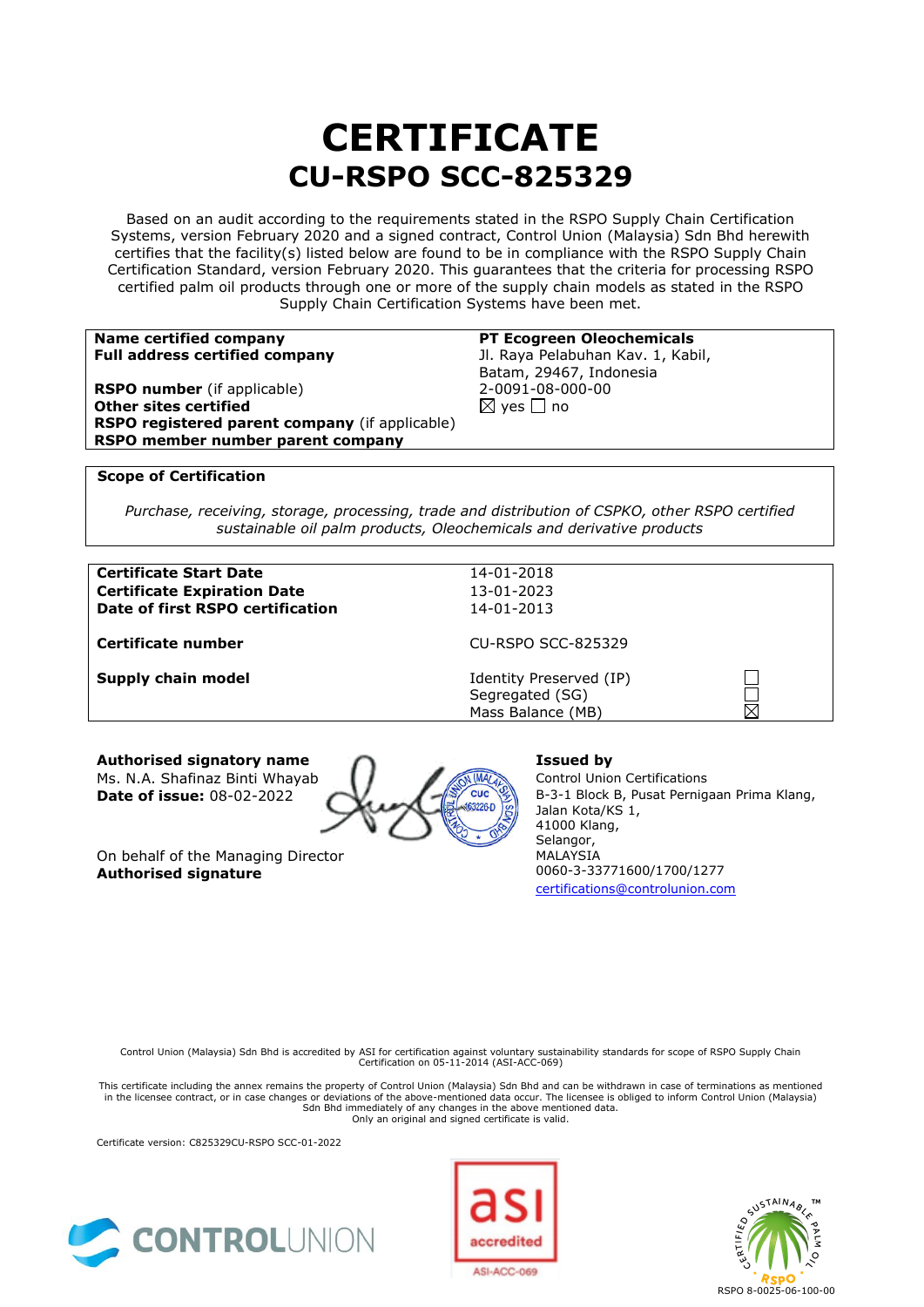# CERTIFICATE

## CU-RSPO SCC-825329

Based on an audit according to the requirements stated in the RSPO Supply Chain Certification Systems, version February 2020 and a signed contract, Control Union (Malaysia) Sdn Bhd herewith certifies that the facility(s) listed below are found to be in compliance with the RSPO Supply Chain Certification Standard, version February 2020. This guarantees that the criteria for processing RSPO certified palm oil products through one or more of the supply chain models as stated in the RSPO Supply Chain Certification Systems have been met.

| | |
|---|---|
| **Name certified company** | **PT Ecogreen Oleochemicals** |
| **Full address certified company** | Jl. Raya Pelabuhan Kav. 1, Kabil, Batam, 29467, Indonesia |
| **RSPO number** (if applicable) | 2-0091-08-000-00 |
| **Other sites certified** | ☒ yes ☐ no |
| **RSPO registered parent company** (if applicable) | |
| **RSPO member number parent company** | |

**Scope of Certification**

*Purchase, receiving, storage, processing, trade and distribution of CSPKO, other RSPO certified sustainable oil palm products, Oleochemicals and derivative products*

| | | |
|---|---|---|
| **Certificate Start Date** | 14-01-2018 | |
| **Certificate Expiration Date** | 13-01-2023 | |
| **Date of first RSPO certification** | 14-01-2013 | |
| **Certificate number** | CU-RSPO SCC-825329 | |
| **Supply chain model** | Identity Preserved (IP) | ☐ |
| | Segregated (SG) | ☐ |
| | Mass Balance (MB) | ☒ |

**Authorised signatory name**
Ms. N.A. Shafinaz Binti Whayab
**Date of issue:** 08-02-2022

On behalf of the Managing Director
**Authorised signature**

**Issued by**
Control Union Certifications
B-3-1 Block B, Pusat Pernigaan Prima Klang,
Jalan Kota/KS 1,
41000 Klang,
Selangor,
MALAYSIA
0060-3-33771600/1700/1277
certifications@controlunion.com

Control Union (Malaysia) Sdn Bhd is accredited by ASI for certification against voluntary sustainability standards for scope of RSPO Supply Chain Certification on 05-11-2014 (ASI-ACC-069)

This certificate including the annex remains the property of Control Union (Malaysia) Sdn Bhd and can be withdrawn in case of terminations as mentioned in the licensee contract, or in case changes or deviations of the above-mentioned data occur. The licensee is obliged to inform Control Union (Malaysia) Sdn Bhd immediately of any changes in the above mentioned data.
Only an original and signed certificate is valid.

Certificate version: C825329CU-RSPO SCC-01-2022

CONTROLUNION

asi accredited ASI-ACC-069

RSPO 8-0025-06-100-00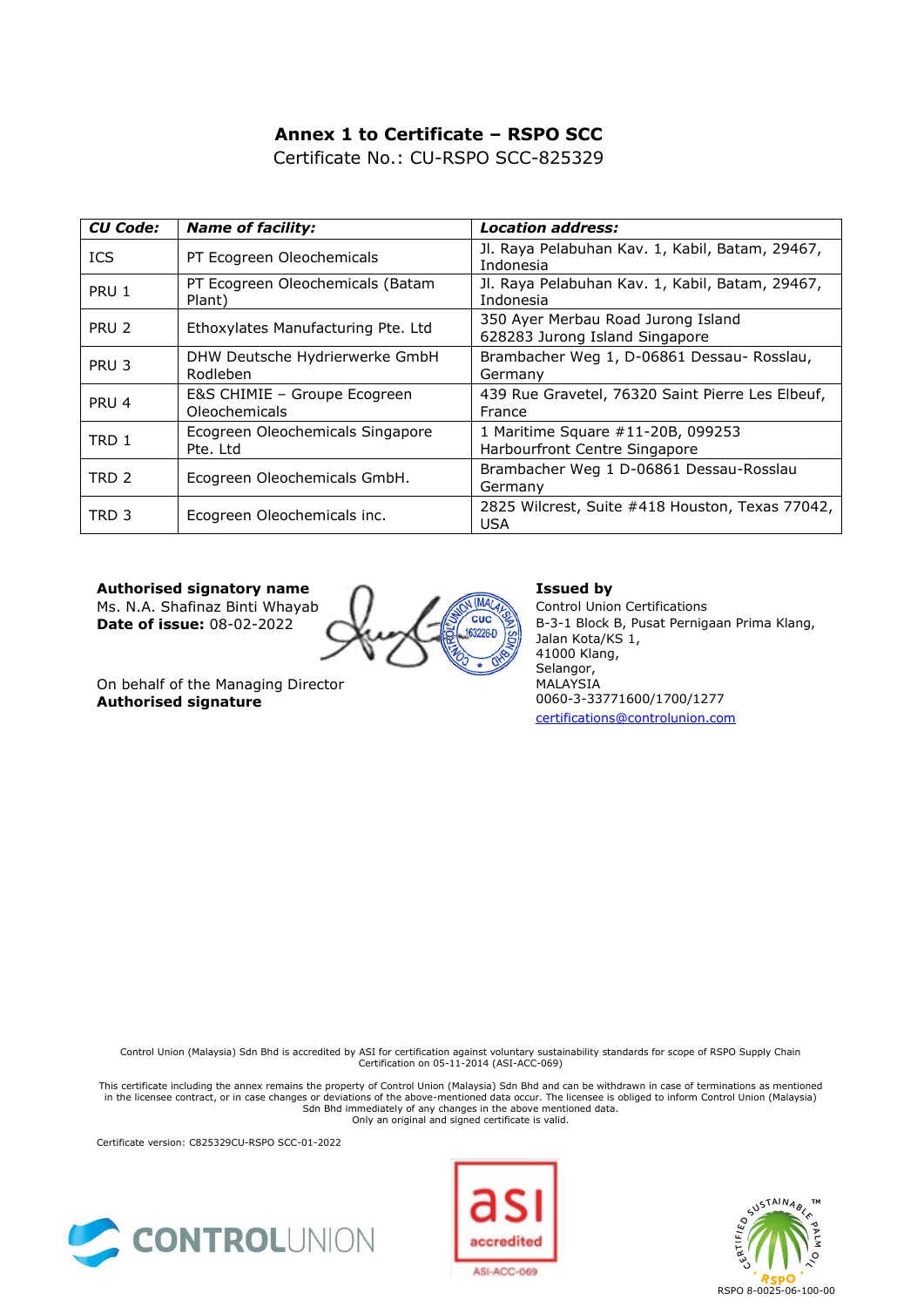**Annex 1 to Certificate – RSPO SCC**

Certificate No.: CU-RSPO SCC-825329

| ***CU Code:*** | ***Name of facility:*** | ***Location address:*** |
|---|---|---|
| ICS | PT Ecogreen Oleochemicals | Jl. Raya Pelabuhan Kav. 1, Kabil, Batam, 29467, Indonesia |
| PRU 1 | PT Ecogreen Oleochemicals (Batam Plant) | Jl. Raya Pelabuhan Kav. 1, Kabil, Batam, 29467, Indonesia |
| PRU 2 | Ethoxylates Manufacturing Pte. Ltd | 350 Ayer Merbau Road Jurong Island 628283 Jurong Island Singapore |
| PRU 3 | DHW Deutsche Hydrierwerke GmbH Rodleben | Brambacher Weg 1, D-06861 Dessau- Rosslau, Germany |
| PRU 4 | E&S CHIMIE – Groupe Ecogreen Oleochemicals | 439 Rue Gravetel, 76320 Saint Pierre Les Elbeuf, France |
| TRD 1 | Ecogreen Oleochemicals Singapore Pte. Ltd | 1 Maritime Square #11-20B, 099253 Harbourfront Centre Singapore |
| TRD 2 | Ecogreen Oleochemicals GmbH. | Brambacher Weg 1 D-06861 Dessau-Rosslau Germany |
| TRD 3 | Ecogreen Oleochemicals inc. | 2825 Wilcrest, Suite #418 Houston, Texas 77042, USA |

**Authorised signatory name**
Ms. N.A. Shafinaz Binti Whayab
**Date of issue:** 08-02-2022

On behalf of the Managing Director
**Authorised signature**

**Issued by**
Control Union Certifications
B-3-1 Block B, Pusat Pernigaan Prima Klang,
Jalan Kota/KS 1,
41000 Klang,
Selangor,
MALAYSIA
0060-3-33771600/1700/1277
certifications@controlunion.com

Control Union (Malaysia) Sdn Bhd is accredited by ASI for certification against voluntary sustainability standards for scope of RSPO Supply Chain Certification on 05-11-2014 (ASI-ACC-069)

This certificate including the annex remains the property of Control Union (Malaysia) Sdn Bhd and can be withdrawn in case of terminations as mentioned in the licensee contract, or in case changes or deviations of the above-mentioned data occur. The licensee is obliged to inform Control Union (Malaysia) Sdn Bhd immediately of any changes in the above mentioned data.
Only an original and signed certificate is valid.

Certificate version: C825329CU-RSPO SCC-01-2022

CONTROLUNION

asi accredited ASI-ACC-069

RSPO 8-0025-06-100-00